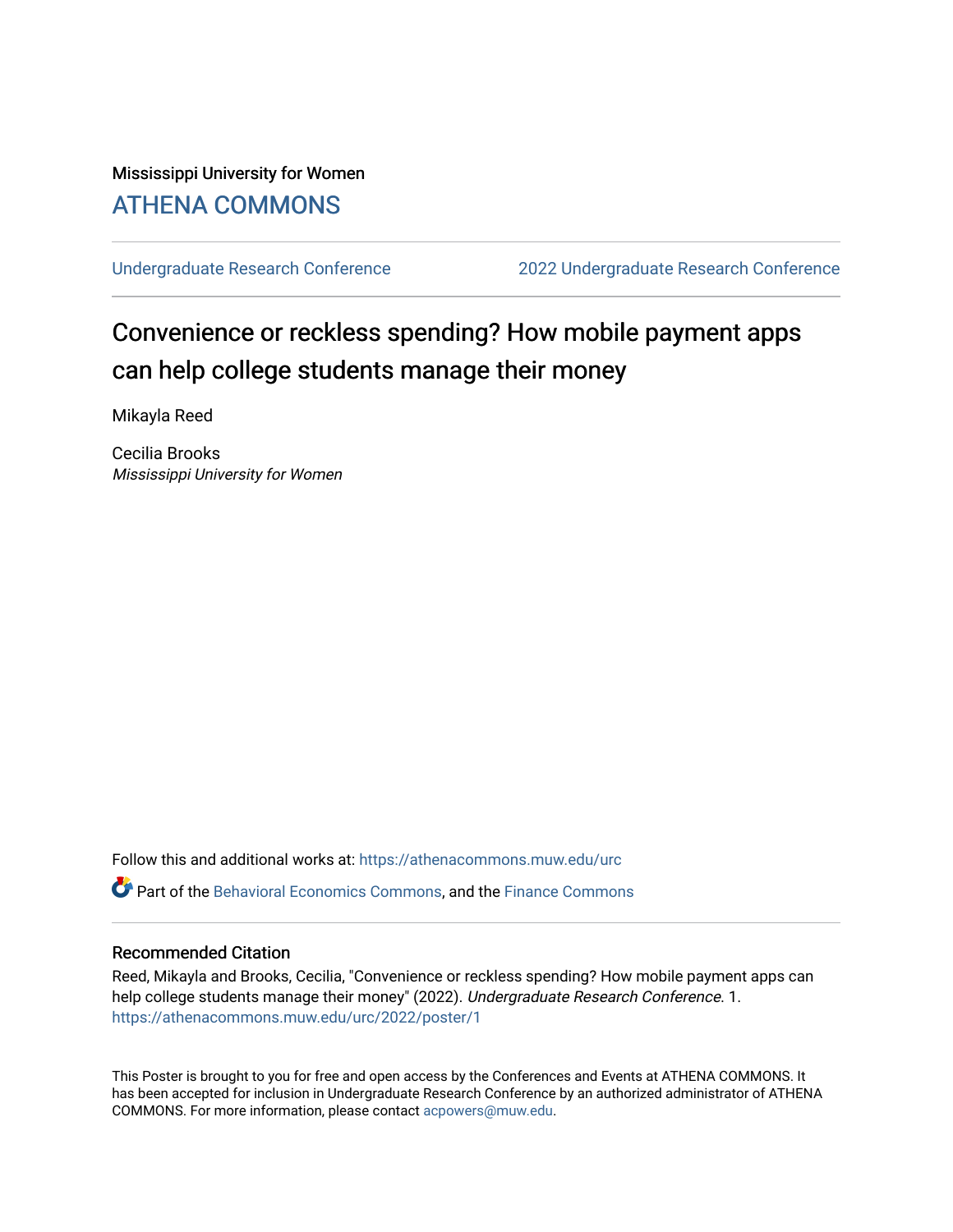Mississippi University for Women

## ATHENA COMMONS

Undergraduate Research Conference | 2022 Undergraduate Research Conference

# Convenience or reckless spending? How mobile payment apps can help college students manage their money

Mikayla Reed

Cecilia Brooks
*Mississippi University for Women*

Follow this and additional works at: https://athenacommons.muw.edu/urc

Part of the Behavioral Economics Commons, and the Finance Commons

### Recommended Citation

Reed, Mikayla and Brooks, Cecilia, "Convenience or reckless spending? How mobile payment apps can help college students manage their money" (2022). *Undergraduate Research Conference*. 1.
https://athenacommons.muw.edu/urc/2022/poster/1

This Poster is brought to you for free and open access by the Conferences and Events at ATHENA COMMONS. It has been accepted for inclusion in Undergraduate Research Conference by an authorized administrator of ATHENA COMMONS. For more information, please contact acpowers@muw.edu.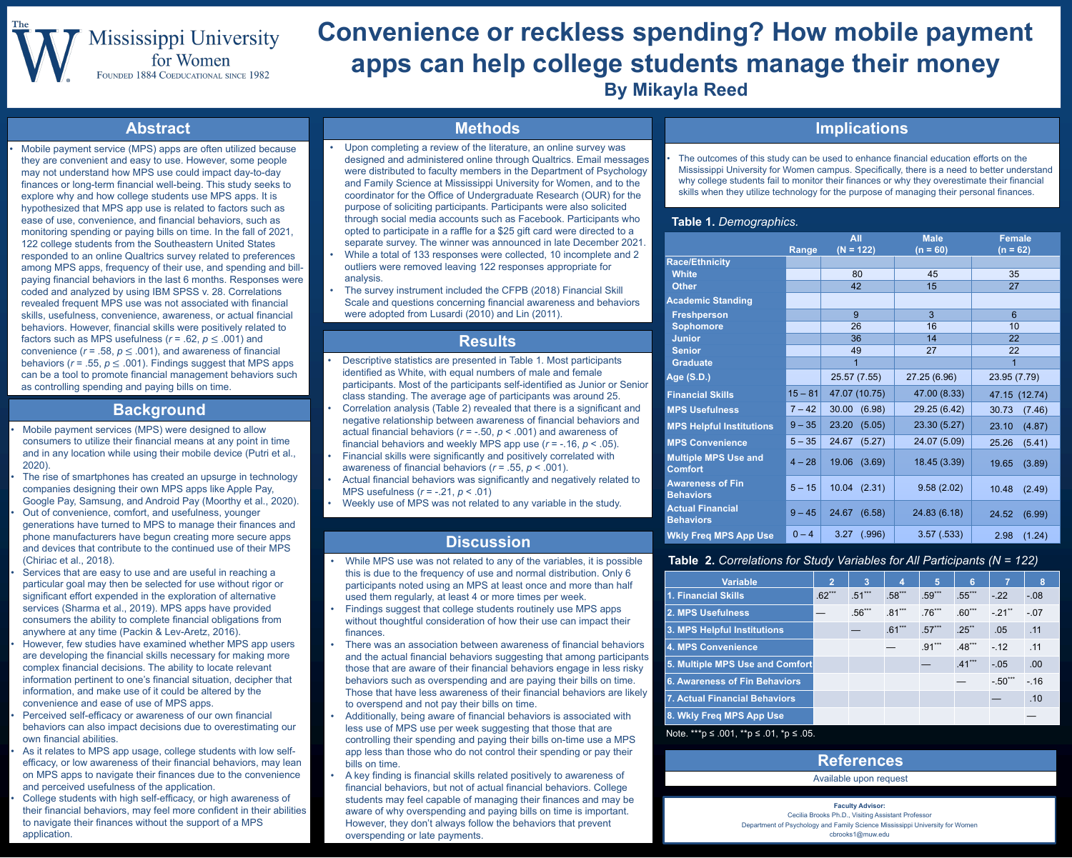The W Mississippi University for Women
FOUNDED 1884 COEDUCATIONAL SINCE 1982

# Convenience or reckless spending? How mobile payment apps can help college students manage their money

**By Mikayla Reed**

## Abstract

- Mobile payment service (MPS) apps are often utilized because they are convenient and easy to use. However, some people may not understand how MPS use could impact day-to-day finances or long-term financial well-being. This study seeks to explore why and how college students use MPS apps. It is hypothesized that MPS app use is related to factors such as ease of use, convenience, and financial behaviors, such as monitoring spending or paying bills on time. In the fall of 2021, 122 college students from the Southeastern United States responded to an online Qualtrics survey related to preferences among MPS apps, frequency of their use, and spending and bill-paying financial behaviors in the last 6 months. Responses were coded and analyzed by using IBM SPSS v. 28. Correlations revealed frequent MPS use was not associated with financial skills, usefulness, convenience, awareness, or actual financial behaviors. However, financial skills were positively related to factors such as MPS usefulness ($r = .62$, $p \leq .001$) and convenience ($r = .58$, $p \leq .001$), and awareness of financial behaviors ($r = .55$, $p \leq .001$). Findings suggest that MPS apps can be a tool to promote financial management behaviors such as controlling spending and paying bills on time.

## Background

- Mobile payment services (MPS) were designed to allow consumers to utilize their financial means at any point in time and in any location while using their mobile device (Putri et al., 2020).
- The rise of smartphones has created an upsurge in technology companies designing their own MPS apps like Apple Pay, Google Pay, Samsung, and Android Pay (Moorthy et al., 2020).
- Out of convenience, comfort, and usefulness, younger generations have turned to MPS to manage their finances and phone manufacturers have begun creating more secure apps and devices that contribute to the continued use of their MPS (Chiriac et al., 2018).
- Services that are easy to use and are useful in reaching a particular goal may then be selected for use without rigor or significant effort expended in the exploration of alternative services (Sharma et al., 2019). MPS apps have provided consumers the ability to complete financial obligations from anywhere at any time (Packin & Lev-Aretz, 2016).
- However, few studies have examined whether MPS app users are developing the financial skills necessary for making more complex financial decisions. The ability to locate relevant information pertinent to one's financial situation, decipher that information, and make use of it could be altered by the convenience and ease of use of MPS apps.
- Perceived self-efficacy or awareness of our own financial behaviors can also impact decisions due to overestimating our own financial abilities.
- As it relates to MPS app usage, college students with low self-efficacy, or low awareness of their financial behaviors, may lean on MPS apps to navigate their finances due to the convenience and perceived usefulness of the application.
- College students with high self-efficacy, or high awareness of their financial behaviors, may feel more confident in their abilities to navigate their finances without the support of a MPS application.

## Methods

- Upon completing a review of the literature, an online survey was designed and administered online through Qualtrics. Email messages were distributed to faculty members in the Department of Psychology and Family Science at Mississippi University for Women, and to the coordinator for the Office of Undergraduate Research (OUR) for the purpose of soliciting participants. Participants were also solicited through social media accounts such as Facebook. Participants who opted to participate in a raffle for a $25 gift card were directed to a separate survey. The winner was announced in late December 2021.
- While a total of 133 responses were collected, 10 incomplete and 2 outliers were removed leaving 122 responses appropriate for analysis.
- The survey instrument included the CFPB (2018) Financial Skill Scale and questions concerning financial awareness and behaviors were adopted from Lusardi (2010) and Lin (2011).

## Results

- Descriptive statistics are presented in Table 1. Most participants identified as White, with equal numbers of male and female participants. Most of the participants self-identified as Junior or Senior class standing. The average age of participants was around 25.
- Correlation analysis (Table 2) revealed that there is a significant and negative relationship between awareness of financial behaviors and actual financial behaviors ($r = -.50$, $p < .001$) and awareness of financial behaviors and weekly MPS app use ($r = -.16$, $p < .05$).
- Financial skills were significantly and positively correlated with awareness of financial behaviors ($r = .55$, $p < .001$).
- Actual financial behaviors was significantly and negatively related to MPS usefulness ($r = -.21$, $p < .01$)
- Weekly use of MPS was not related to any variable in the study.

## Discussion

- While MPS use was not related to any of the variables, it is possible this is due to the frequency of use and normal distribution. Only 6 participants noted using an MPS at least once and more than half used them regularly, at least 4 or more times per week.
- Findings suggest that college students routinely use MPS apps without thoughtful consideration of how their use can impact their finances.
- There was an association between awareness of financial behaviors and the actual financial behaviors suggesting that among participants those that are aware of their financial behaviors engage in less risky behaviors such as overspending and are paying their bills on time. Those that have less awareness of their financial behaviors are likely to overspend and not pay their bills on time.
- Additionally, being aware of financial behaviors is associated with less use of MPS use per week suggesting that those that are controlling their spending and paying their bills on-time use a MPS app less than those who do not control their spending or pay their bills on time.
- A key finding is financial skills related positively to awareness of financial behaviors, but not of actual financial behaviors. College students may feel capable of managing their finances and may be aware of why overspending and paying bills on time is important. However, they don't always follow the behaviors that prevent overspending or late payments.

## Implications

- The outcomes of this study can be used to enhance financial education efforts on the Mississippi University for Women campus. Specifically, there is a need to better understand why college students fail to monitor their finances or why they overestimate their financial skills when they utilize technology for the purpose of managing their personal finances.

**Table 1.** *Demographics.*

| | Range | All (N = 122) | Male (n = 60) | Female (n = 62) |
|---|---|---|---|---|
| **Race/Ethnicity** | | | | |
| White | | 80 | 45 | 35 |
| Other | | 42 | 15 | 27 |
| **Academic Standing** | | | | |
| Freshperson | | 9 | 3 | 6 |
| Sophomore | | 26 | 16 | 10 |
| Junior | | 36 | 14 | 22 |
| Senior | | 49 | 27 | 22 |
| Graduate | | 1 | | 1 |
| **Age (S.D.)** | | 25.57 (7.55) | 27.25 (6.96) | 23.95 (7.79) |
| **Financial Skills** | 15 – 81 | 47.07 (10.75) | 47.00 (8.33) | 47.15 (12.74) |
| **MPS Usefulness** | 7 – 42 | 30.00 (6.98) | 29.25 (6.42) | 30.73 (7.46) |
| **MPS Helpful Institutions** | 9 – 35 | 23.20 (5.05) | 23.30 (5.27) | 23.10 (4.87) |
| **MPS Convenience** | 5 – 35 | 24.67 (5.27) | 24.07 (5.09) | 25.26 (5.41) |
| **Multiple MPS Use and Comfort** | 4 – 28 | 19.06 (3.69) | 18.45 (3.39) | 19.65 (3.89) |
| **Awareness of Fin Behaviors** | 5 – 15 | 10.04 (2.31) | 9.58 (2.02) | 10.48 (2.49) |
| **Actual Financial Behaviors** | 9 – 45 | 24.67 (6.58) | 24.83 (6.18) | 24.52 (6.99) |
| **Wkly Freq MPS App Use** | 0 – 4 | 3.27 (.996) | 3.57 (.533) | 2.98 (1.24) |

**Table 2.** *Correlations for Study Variables for All Participants (N = 122)*

| Variable | 2 | 3 | 4 | 5 | 6 | 7 | 8 |
|---|---|---|---|---|---|---|---|
| 1. Financial Skills | .62*** | .51*** | .58*** | .59*** | .55*** | -.22 | -.08 |
| 2. MPS Usefulness | — | .56*** | .81*** | .76*** | .60*** | -.21** | -.07 |
| 3. MPS Helpful Institutions | | — | .61*** | .57*** | .25** | .05 | .11 |
| 4. MPS Convenience | | | — | .91*** | .48*** | -.12 | .11 |
| 5. Multiple MPS Use and Comfort | | | | — | .41*** | -.05 | .00 |
| 6. Awareness of Fin Behaviors | | | | | — | -.50*** | -.16 |
| 7. Actual Financial Behaviors | | | | | | — | .10 |
| 8. Wkly Freq MPS App Use | | | | | | | — |

Note. ***p ≤ .001, **p ≤ .01, *p ≤ .05.

## References

Available upon request

**Faculty Advisor:**
Cecilia Brooks Ph.D., Visiting Assistant Professor
Department of Psychology and Family Science Mississippi University for Women
cbrooks1@muw.edu